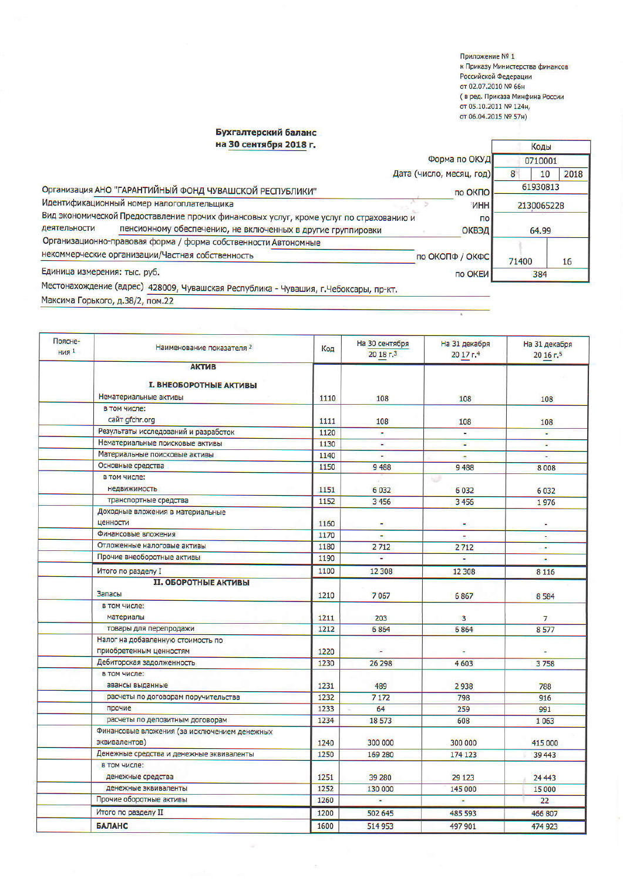Приложение № 1
к Приказу Министерства финансов
Российской Федерации
от 02.07.2010 № 66н
( в ред. Приказа Минфина России
от 05.10.2011 № 124н,
от 06.04.2015 № 57н)

## Бухгалтерский баланс
## на 30 сентября 2018 г.

| | | Коды | | |
|---|---|---|---|---|
| | Форма по ОКУД | 0710001 | | |
| | Дата (число, месяц, год) | 8 | 10 | 2018 |
| Организация АНО "ГАРАНТИЙНЫЙ ФОНД ЧУВАШСКОЙ РЕСПУБЛИКИ" | по ОКПО | 61930813 | | |
| Идентификационный номер налогоплательщика | ИНН | 2130065228 | | |
| Вид экономической деятельности Предоставление прочих финансовых услуг, кроме услуг по страхованию и пенсионному обеспечению, не включенных в другие группировки | по ОКВЭД | 64.99 | | |
| Организационно-правовая форма / форма собственности Автономные некоммерческие организации/Частная собственность | по ОКОПФ / ОКФС | 71400 | 16 | |
| Единица измерения: тыс. руб. | по ОКЕИ | 384 | | |

Местонахождение (адрес) 428009, Чувашская Республика - Чувашия, г.Чебоксары, пр-кт. Максима Горького, д.38/2, пом.22

| Поясне-ния [1] | Наименование показателя [2] | Код | На 30 сентября 20 18 г.[3] | На 31 декабря 20 17 г.[4] | На 31 декабря 20 16 г.[5] |
|---|---|---|---|---|---|
| | **АКТИВ** | | | | |
| | **I. ВНЕОБОРОТНЫЕ АКТИВЫ** | | | | |
| | Нематериальные активы | 1110 | 108 | 108 | 108 |
| | в том числе: сайт gfchr.org | 1111 | 108 | 108 | 108 |
| | Результаты исследований и разработок | 1120 | - | - | - |
| | Нематериальные поисковые активы | 1130 | - | - | - |
| | Материальные поисковые активы | 1140 | - | - | - |
| | Основные средства | 1150 | 9 488 | 9 488 | 8 008 |
| | в том числе: недвижимость | 1151 | 6 032 | 6 032 | 6 032 |
| | транспортные средства | 1152 | 3 456 | 3 456 | 1 976 |
| | Доходные вложения в материальные ценности | 1160 | - | - | - |
| | Финансовые вложения | 1170 | - | - | - |
| | Отложенные налоговые активы | 1180 | 2 712 | 2 712 | - |
| | Прочие внеоборотные активы | 1190 | - | - | - |
| | Итого по разделу I | 1100 | 12 308 | 12 308 | 8 116 |
| | **II. ОБОРОТНЫЕ АКТИВЫ** | | | | |
| | Запасы | 1210 | 7 057 | 6 867 | 8 584 |
| | в том числе: материалы | 1211 | 203 | 3 | 7 |
| | товары для перепродажи | 1212 | 6 854 | 6 864 | 8 577 |
| | Налог на добавленную стоимость по приобретенным ценностям | 1220 | - | - | - |
| | Дебиторская задолженность | 1230 | 26 298 | 4 603 | 3 758 |
| | в том числе: авансы выданные | 1231 | 489 | 2 938 | 788 |
| | расчеты по договорам поручительства | 1232 | 7 172 | 798 | 916 |
| | прочие | 1233 | 64 | 259 | 991 |
| | расчеты по депозитным договорам | 1234 | 18 573 | 608 | 1 063 |
| | Финансовые вложения (за исключением денежных эквивалентов) | 1240 | 300 000 | 300 000 | 415 000 |
| | Денежные средства и денежные эквиваленты | 1250 | 169 280 | 174 123 | 39 443 |
| | в том числе: денежные средства | 1251 | 39 280 | 29 123 | 24 443 |
| | денежные эквиваленты | 1252 | 130 000 | 145 000 | 15 000 |
| | Прочие оборотные активы | 1260 | - | - | 22 |
| | Итого по разделу II | 1200 | 502 645 | 485 593 | 466 807 |
| | **БАЛАНС** | 1600 | 514 953 | 497 901 | 474 923 |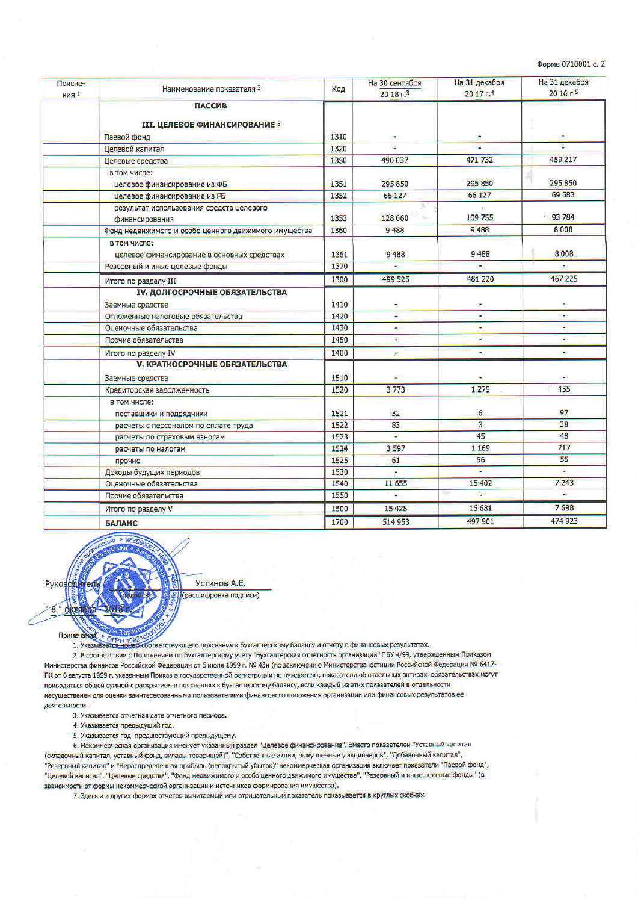Форма 0710001 с. 2

| Поясне-ния [1] | Наименование показателя [2] | Код | На 30 сентября 20 18 г.[3] | На 31 декабря 20 17 г.[4] | На 31 декабря 20 16 г.[5] |
|---|---|---|---|---|---|
| | **ПАССИВ** | | | | |
| | **III. ЦЕЛЕВОЕ ФИНАНСИРОВАНИЕ** [6] | | | | |
| | Паевой фонд | 1310 | - | - | - |
| | Целевой капитал | 1320 | - | - | - |
| | Целевые средства | 1350 | 490 037 | 471 732 | 459 217 |
| | в том числе: | | | | |
| | целевое финансирование из ФБ | 1351 | 295 850 | 295 850 | 295 850 |
| | целевое финансирование из РБ | 1352 | 66 127 | 66 127 | 69 583 |
| | результат использования средств целевого финансирования | 1353 | 128 060 | 109 755 | 93 784 |
| | Фонд недвижимого и особо ценного движимого имущества | 1360 | 9 488 | 9 488 | 8 008 |
| | в том числе: | | | | |
| | целевое финансирование в основных средствах | 1361 | 9 488 | 9 488 | 8 008 |
| | Резервный и иные целевые фонды | 1370 | - | - | - |
| | Итого по разделу III | 1300 | 499 525 | 481 220 | 467 225 |
| | **IV. ДОЛГОСРОЧНЫЕ ОБЯЗАТЕЛЬСТВА** | | | | |
| | Заемные средства | 1410 | - | - | - |
| | Отложенные налоговые обязательства | 1420 | - | - | - |
| | Оценочные обязательства | 1430 | - | - | - |
| | Прочие обязательства | 1450 | - | - | - |
| | Итого по разделу IV | 1400 | - | - | - |
| | **V. КРАТКОСРОЧНЫЕ ОБЯЗАТЕЛЬСТВА** | | | | |
| | Заемные средства | 1510 | - | - | - |
| | Кредиторская задолженность | 1520 | 3 773 | 1 279 | 455 |
| | в том числе: | | | | |
| | поставщики и подрядчики | 1521 | 32 | 6 | 97 |
| | расчеты с персоналом по оплате труда | 1522 | 83 | 3 | 38 |
| | расчеты по страховым взносам | 1523 | - | 45 | 48 |
| | расчеты по налогам | 1524 | 3 597 | 1 169 | 217 |
| | прочие | 1525 | 61 | 56 | 55 |
| | Доходы будущих периодов | 1530 | - | - | - |
| | Оценочные обязательства | 1540 | 11 655 | 15 402 | 7 243 |
| | Прочие обязательства | 1550 | - | - | - |
| | Итого по разделу V | 1500 | 15 428 | 16 681 | 7 698 |
| | **БАЛАНС** | 1700 | 514 953 | 497 901 | 474 923 |

Руководитель ____________ (подпись) Устинов А.Е. (расшифровка подписи)

"8" октября 2018 г.

Примечания

1. Указывается номер соответствующего пояснения к бухгалтерскому балансу и отчету о финансовых результатах.
2. В соответствии с Положением по бухгалтерскому учету "Бухгалтерская отчетность организации" ПБУ 4/99, утвержденным Приказом Министерства финансов Российской Федерации от 6 июля 1999 г. № 43н (по заключению Министерства юстиции Российской Федерации № 6417-ПК от 6 августа 1999 г. указанный Приказ в государственной регистрации не нуждается), показатели об отдельных активах, обязательствах могут приводиться общей суммой с раскрытием в пояснениях к бухгалтерскому балансу, если каждый из этих показателей в отдельности несущественен для оценки заинтересованными пользователями финансового положения организации или финансовых результатов ее деятельности.
3. Указывается отчетная дата отчетного периода.
4. Указывается предыдущий год.
5. Указывается год, предшествующий предыдущему.
6. Некоммерческая организация именует указанный раздел "Целевое финансирование". Вместо показателей "Уставный капитал (складочный капитал, уставный фонд, вклады товарищей)", "Собственные акции, выкупленные у акционеров", "Добавочный капитал", "Резервный капитал" и "Нераспределенная прибыль (непокрытый убыток)" некоммерческая организация включает показатели "Паевой фонд", "Целевой капитал", "Целевые средства", "Фонд недвижимого и особо ценного движимого имущества", "Резервный и иные целевые фонды" (в зависимости от формы некоммерческой организации и источников формирования имущества).
7. Здесь и в других формах отчетов вычитаемый или отрицательный показатель показывается в круглых скобках.